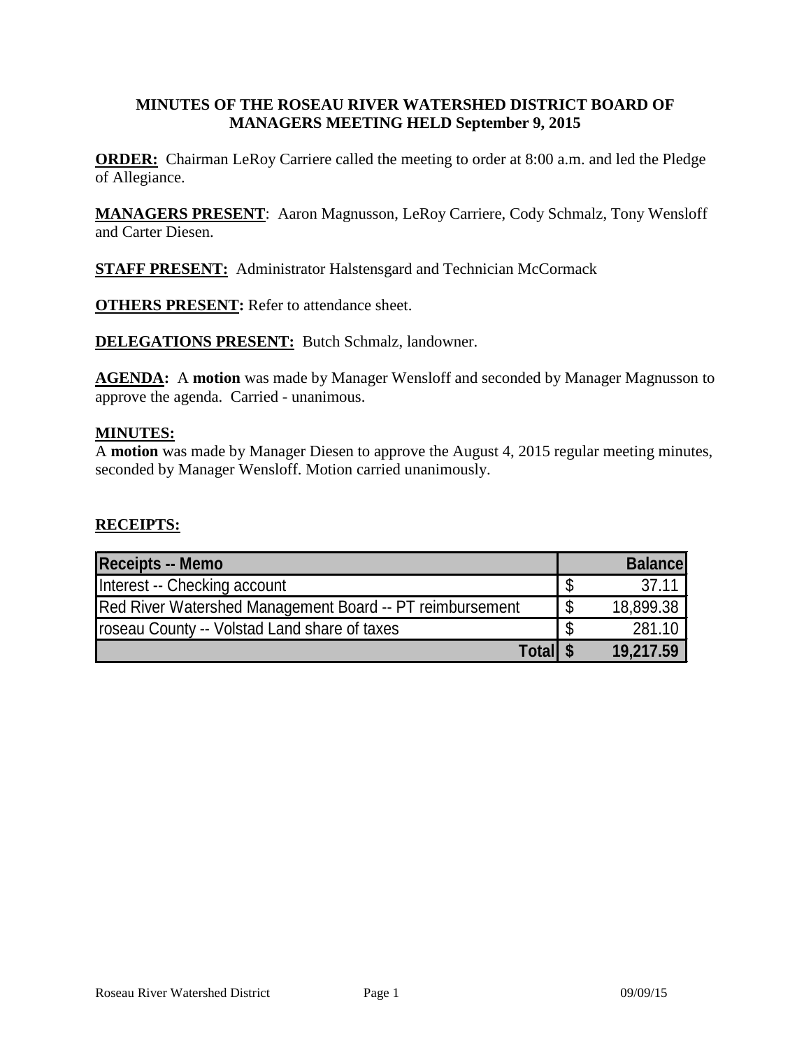**MINUTES OF THE ROSEAU RIVER WATERSHED DISTRICT BOARD OF MANAGERS MEETING HELD September 9, 2015**

**ORDER:** Chairman LeRoy Carriere called the meeting to order at 8:00 a.m. and led the Pledge of Allegiance.

**MANAGERS PRESENT**: Aaron Magnusson, LeRoy Carriere, Cody Schmalz, Tony Wensloff and Carter Diesen.

**STAFF PRESENT:** Administrator Halstensgard and Technician McCormack

**OTHERS PRESENT:** Refer to attendance sheet.

**DELEGATIONS PRESENT:** Butch Schmalz, landowner.

**AGENDA:** A **motion** was made by Manager Wensloff and seconded by Manager Magnusson to approve the agenda. Carried - unanimous.

**MINUTES:**

A **motion** was made by Manager Diesen to approve the August 4, 2015 regular meeting minutes, seconded by Manager Wensloff. Motion carried unanimously.

**RECEIPTS:**

| Receipts -- Memo | Balance |
|---|---|
| Interest -- Checking account | $ 37.11 |
| Red River Watershed Management Board -- PT reimbursement | $ 18,899.38 |
| roseau County -- Volstad Land share of taxes | $ 281.10 |
| **Total** | **$ 19,217.59** |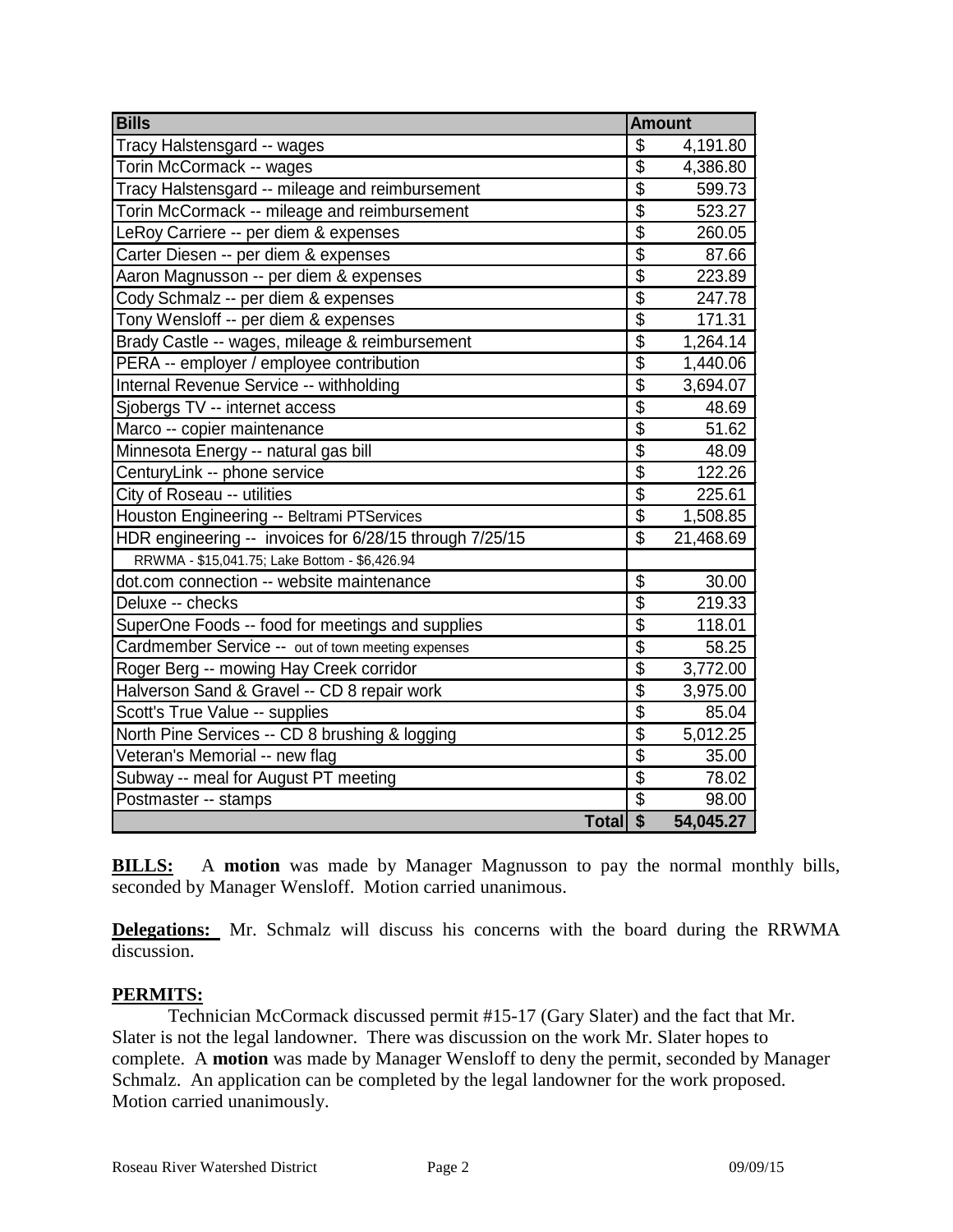| Bills | Amount |
|---|---|
| Tracy Halstensgard -- wages | $ 4,191.80 |
| Torin McCormack -- wages | $ 4,386.80 |
| Tracy Halstensgard -- mileage and reimbursement | $ 599.73 |
| Torin McCormack -- mileage and reimbursement | $ 523.27 |
| LeRoy Carriere -- per diem & expenses | $ 260.05 |
| Carter Diesen -- per diem & expenses | $ 87.66 |
| Aaron Magnusson -- per diem & expenses | $ 223.89 |
| Cody Schmalz -- per diem & expenses | $ 247.78 |
| Tony Wensloff -- per diem & expenses | $ 171.31 |
| Brady Castle -- wages, mileage & reimbursement | $ 1,264.14 |
| PERA -- employer / employee contribution | $ 1,440.06 |
| Internal Revenue Service -- withholding | $ 3,694.07 |
| Sjobergs TV -- internet access | $ 48.69 |
| Marco -- copier maintenance | $ 51.62 |
| Minnesota Energy -- natural gas bill | $ 48.09 |
| CenturyLink -- phone service | $ 122.26 |
| City of Roseau -- utilities | $ 225.61 |
| Houston Engineering -- Beltrami PTServices | $ 1,508.85 |
| HDR engineering -- invoices for 6/28/15 through 7/25/15 | $ 21,468.69 |
| RRWMA - $15,041.75; Lake Bottom - $6,426.94 | |
| dot.com connection -- website maintenance | $ 30.00 |
| Deluxe -- checks | $ 219.33 |
| SuperOne Foods -- food for meetings and supplies | $ 118.01 |
| Cardmember Service -- out of town meeting expenses | $ 58.25 |
| Roger Berg -- mowing Hay Creek corridor | $ 3,772.00 |
| Halverson Sand & Gravel -- CD 8 repair work | $ 3,975.00 |
| Scott's True Value -- supplies | $ 85.04 |
| North Pine Services -- CD 8 brushing & logging | $ 5,012.25 |
| Veteran's Memorial -- new flag | $ 35.00 |
| Subway -- meal for August PT meeting | $ 78.02 |
| Postmaster -- stamps | $ 98.00 |
| **Total** | **$ 54,045.27** |

**BILLS:** A **motion** was made by Manager Magnusson to pay the normal monthly bills, seconded by Manager Wensloff. Motion carried unanimous.

**Delegations:** Mr. Schmalz will discuss his concerns with the board during the RRWMA discussion.

**PERMITS:**

Technician McCormack discussed permit #15-17 (Gary Slater) and the fact that Mr. Slater is not the legal landowner. There was discussion on the work Mr. Slater hopes to complete. A **motion** was made by Manager Wensloff to deny the permit, seconded by Manager Schmalz. An application can be completed by the legal landowner for the work proposed. Motion carried unanimously.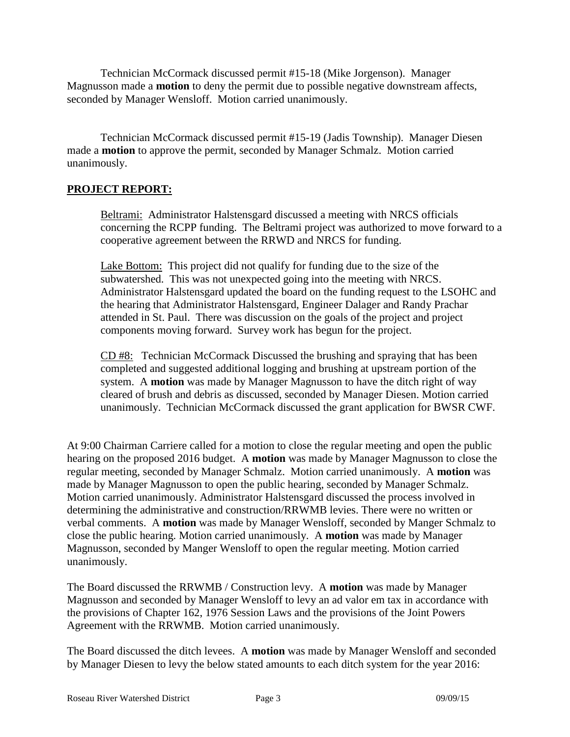Technician McCormack discussed permit #15-18 (Mike Jorgenson). Manager Magnusson made a **motion** to deny the permit due to possible negative downstream affects, seconded by Manager Wensloff. Motion carried unanimously.

Technician McCormack discussed permit #15-19 (Jadis Township). Manager Diesen made a **motion** to approve the permit, seconded by Manager Schmalz. Motion carried unanimously.

## PROJECT REPORT:

Beltrami: Administrator Halstensgard discussed a meeting with NRCS officials concerning the RCPP funding. The Beltrami project was authorized to move forward to a cooperative agreement between the RRWD and NRCS for funding.

Lake Bottom: This project did not qualify for funding due to the size of the subwatershed. This was not unexpected going into the meeting with NRCS. Administrator Halstensgard updated the board on the funding request to the LSOHC and the hearing that Administrator Halstensgard, Engineer Dalager and Randy Prachar attended in St. Paul. There was discussion on the goals of the project and project components moving forward. Survey work has begun for the project.

CD #8: Technician McCormack Discussed the brushing and spraying that has been completed and suggested additional logging and brushing at upstream portion of the system. A **motion** was made by Manager Magnusson to have the ditch right of way cleared of brush and debris as discussed, seconded by Manager Diesen. Motion carried unanimously. Technician McCormack discussed the grant application for BWSR CWF.

At 9:00 Chairman Carriere called for a motion to close the regular meeting and open the public hearing on the proposed 2016 budget. A **motion** was made by Manager Magnusson to close the regular meeting, seconded by Manager Schmalz. Motion carried unanimously. A **motion** was made by Manager Magnusson to open the public hearing, seconded by Manager Schmalz. Motion carried unanimously. Administrator Halstensgard discussed the process involved in determining the administrative and construction/RRWMB levies. There were no written or verbal comments. A **motion** was made by Manager Wensloff, seconded by Manger Schmalz to close the public hearing. Motion carried unanimously. A **motion** was made by Manager Magnusson, seconded by Manger Wensloff to open the regular meeting. Motion carried unanimously.

The Board discussed the RRWMB / Construction levy. A **motion** was made by Manager Magnusson and seconded by Manager Wensloff to levy an ad valor em tax in accordance with the provisions of Chapter 162, 1976 Session Laws and the provisions of the Joint Powers Agreement with the RRWMB. Motion carried unanimously.

The Board discussed the ditch levees. A **motion** was made by Manager Wensloff and seconded by Manager Diesen to levy the below stated amounts to each ditch system for the year 2016: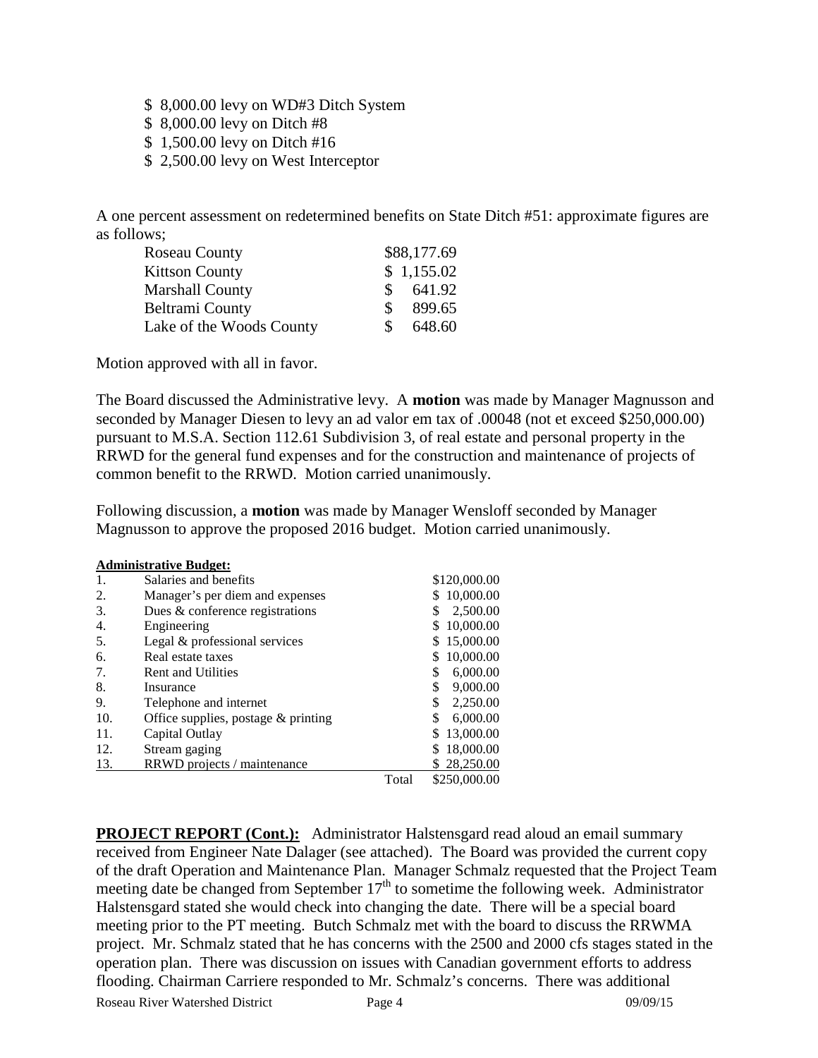- $ 8,000.00 levy on WD#3 Ditch System
- $ 8,000.00 levy on Ditch #8
- $ 1,500.00 levy on Ditch #16
- $ 2,500.00 levy on West Interceptor

A one percent assessment on redetermined benefits on State Ditch #51: approximate figures are as follows;

| | |
|---|---|
| Roseau County | $88,177.69 |
| Kittson County | $ 1,155.02 |
| Marshall County | $ 641.92 |
| Beltrami County | $ 899.65 |
| Lake of the Woods County | $ 648.60 |

Motion approved with all in favor.

The Board discussed the Administrative levy. A **motion** was made by Manager Magnusson and seconded by Manager Diesen to levy an ad valor em tax of .00048 (not et exceed $250,000.00) pursuant to M.S.A. Section 112.61 Subdivision 3, of real estate and personal property in the RRWD for the general fund expenses and for the construction and maintenance of projects of common benefit to the RRWD. Motion carried unanimously.

Following discussion, a **motion** was made by Manager Wensloff seconded by Manager Magnusson to approve the proposed 2016 budget. Motion carried unanimously.

**Administrative Budget:**

| | | | |
|---|---|---|---|
| 1. | Salaries and benefits | | $120,000.00 |
| 2. | Manager's per diem and expenses | | $ 10,000.00 |
| 3. | Dues & conference registrations | | $ 2,500.00 |
| 4. | Engineering | | $ 10,000.00 |
| 5. | Legal & professional services | | $ 15,000.00 |
| 6. | Real estate taxes | | $ 10,000.00 |
| 7. | Rent and Utilities | | $ 6,000.00 |
| 8. | Insurance | | $ 9,000.00 |
| 9. | Telephone and internet | | $ 2,250.00 |
| 10. | Office supplies, postage & printing | | $ 6,000.00 |
| 11. | Capital Outlay | | $ 13,000.00 |
| 12. | Stream gaging | | $ 18,000.00 |
| 13. | RRWD projects / maintenance | | $ 28,250.00 |
| | | Total | $250,000.00 |

**PROJECT REPORT (Cont.):** Administrator Halstensgard read aloud an email summary received from Engineer Nate Dalager (see attached). The Board was provided the current copy of the draft Operation and Maintenance Plan. Manager Schmalz requested that the Project Team meeting date be changed from September 17th to sometime the following week. Administrator Halstensgard stated she would check into changing the date. There will be a special board meeting prior to the PT meeting. Butch Schmalz met with the board to discuss the RRWMA project. Mr. Schmalz stated that he has concerns with the 2500 and 2000 cfs stages stated in the operation plan. There was discussion on issues with Canadian government efforts to address flooding. Chairman Carriere responded to Mr. Schmalz's concerns. There was additional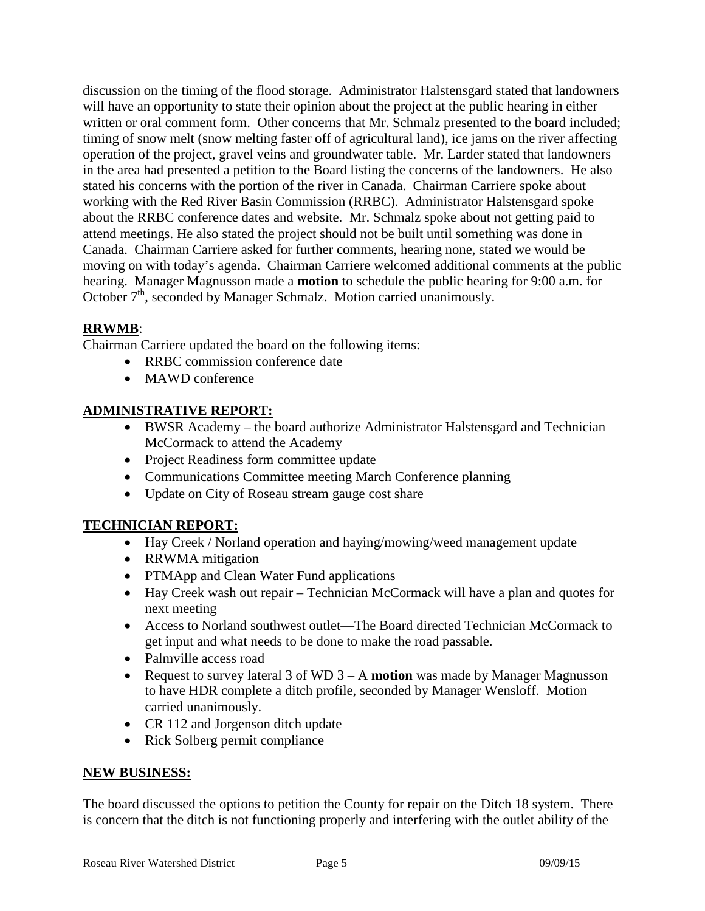discussion on the timing of the flood storage. Administrator Halstensgard stated that landowners will have an opportunity to state their opinion about the project at the public hearing in either written or oral comment form. Other concerns that Mr. Schmalz presented to the board included; timing of snow melt (snow melting faster off of agricultural land), ice jams on the river affecting operation of the project, gravel veins and groundwater table. Mr. Larder stated that landowners in the area had presented a petition to the Board listing the concerns of the landowners. He also stated his concerns with the portion of the river in Canada. Chairman Carriere spoke about working with the Red River Basin Commission (RRBC). Administrator Halstensgard spoke about the RRBC conference dates and website. Mr. Schmalz spoke about not getting paid to attend meetings. He also stated the project should not be built until something was done in Canada. Chairman Carriere asked for further comments, hearing none, stated we would be moving on with today's agenda. Chairman Carriere welcomed additional comments at the public hearing. Manager Magnusson made a **motion** to schedule the public hearing for 9:00 a.m. for October 7th, seconded by Manager Schmalz. Motion carried unanimously.

**RRWMB**:

Chairman Carriere updated the board on the following items:

- RRBC commission conference date
- MAWD conference

**ADMINISTRATIVE REPORT:**

- BWSR Academy – the board authorize Administrator Halstensgard and Technician McCormack to attend the Academy
- Project Readiness form committee update
- Communications Committee meeting March Conference planning
- Update on City of Roseau stream gauge cost share

**TECHNICIAN REPORT:**

- Hay Creek / Norland operation and haying/mowing/weed management update
- RRWMA mitigation
- PTMApp and Clean Water Fund applications
- Hay Creek wash out repair – Technician McCormack will have a plan and quotes for next meeting
- Access to Norland southwest outlet—The Board directed Technician McCormack to get input and what needs to be done to make the road passable.
- Palmville access road
- Request to survey lateral 3 of WD 3 – A **motion** was made by Manager Magnusson to have HDR complete a ditch profile, seconded by Manager Wensloff. Motion carried unanimously.
- CR 112 and Jorgenson ditch update
- Rick Solberg permit compliance

**NEW BUSINESS:**

The board discussed the options to petition the County for repair on the Ditch 18 system. There is concern that the ditch is not functioning properly and interfering with the outlet ability of the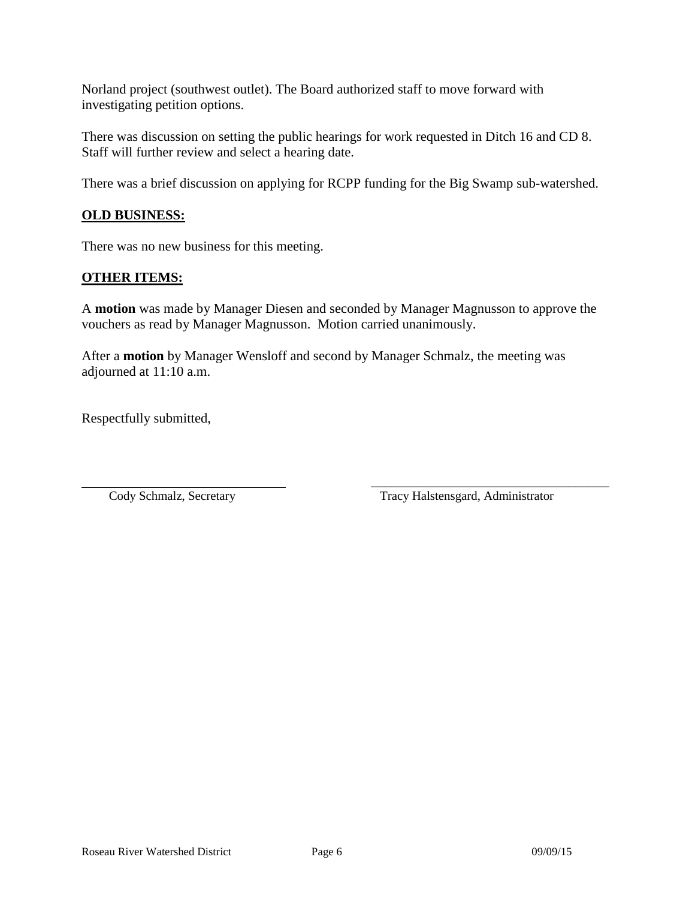Norland project (southwest outlet). The Board authorized staff to move forward with investigating petition options.

There was discussion on setting the public hearings for work requested in Ditch 16 and CD 8. Staff will further review and select a hearing date.

There was a brief discussion on applying for RCPP funding for the Big Swamp sub-watershed.

**OLD BUSINESS:**

There was no new business for this meeting.

**OTHER ITEMS:**

A **motion** was made by Manager Diesen and seconded by Manager Magnusson to approve the vouchers as read by Manager Magnusson. Motion carried unanimously.

After a **motion** by Manager Wensloff and second by Manager Schmalz, the meeting was adjourned at 11:10 a.m.

Respectfully submitted,

| Cody Schmalz, Secretary | Tracy Halstensgard, Administrator |
|---|---|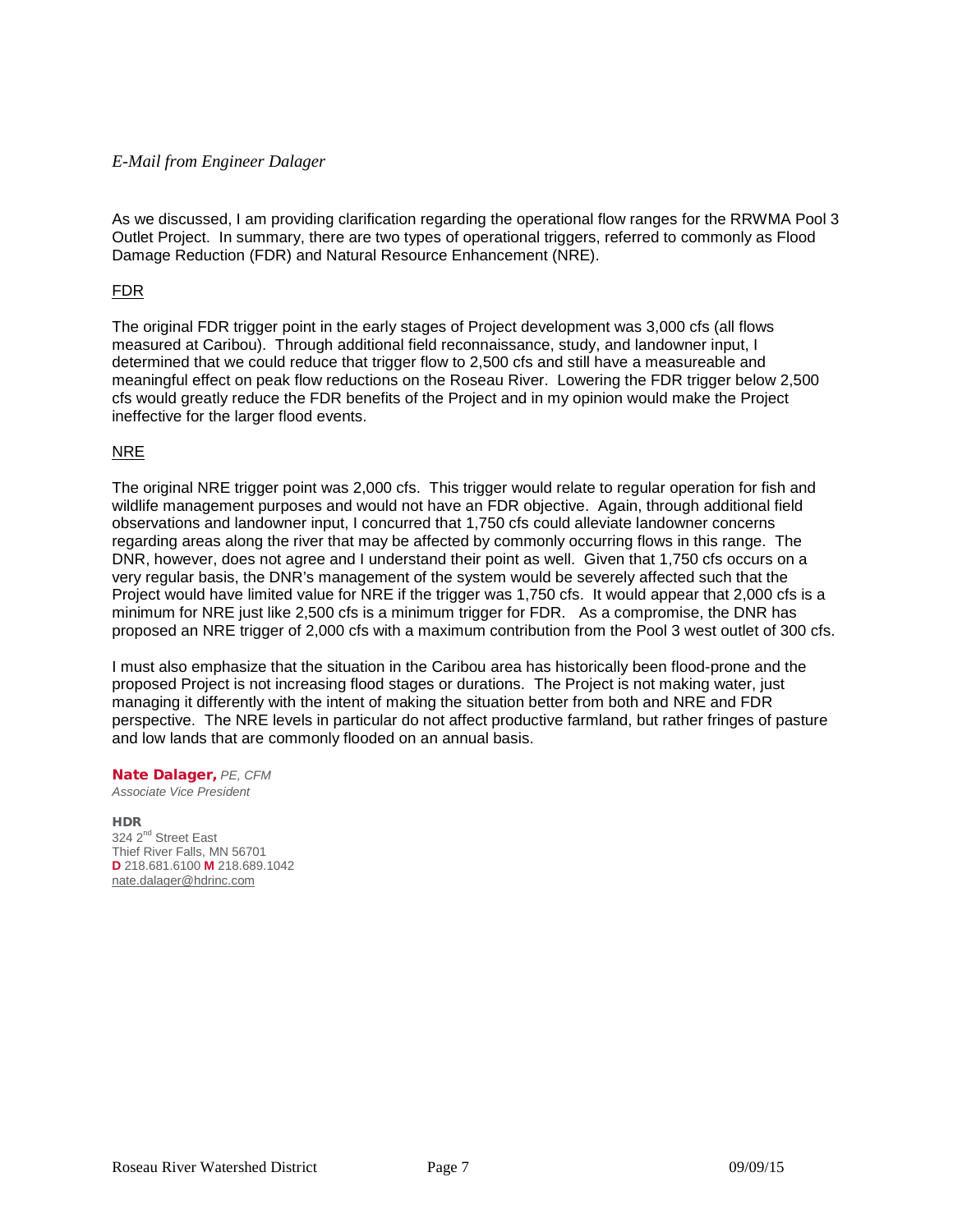*E-Mail from Engineer Dalager*

As we discussed, I am providing clarification regarding the operational flow ranges for the RRWMA Pool 3 Outlet Project. In summary, there are two types of operational triggers, referred to commonly as Flood Damage Reduction (FDR) and Natural Resource Enhancement (NRE).

FDR

The original FDR trigger point in the early stages of Project development was 3,000 cfs (all flows measured at Caribou). Through additional field reconnaissance, study, and landowner input, I determined that we could reduce that trigger flow to 2,500 cfs and still have a measureable and meaningful effect on peak flow reductions on the Roseau River. Lowering the FDR trigger below 2,500 cfs would greatly reduce the FDR benefits of the Project and in my opinion would make the Project ineffective for the larger flood events.

NRE

The original NRE trigger point was 2,000 cfs. This trigger would relate to regular operation for fish and wildlife management purposes and would not have an FDR objective. Again, through additional field observations and landowner input, I concurred that 1,750 cfs could alleviate landowner concerns regarding areas along the river that may be affected by commonly occurring flows in this range. The DNR, however, does not agree and I understand their point as well. Given that 1,750 cfs occurs on a very regular basis, the DNR's management of the system would be severely affected such that the Project would have limited value for NRE if the trigger was 1,750 cfs. It would appear that 2,000 cfs is a minimum for NRE just like 2,500 cfs is a minimum trigger for FDR. As a compromise, the DNR has proposed an NRE trigger of 2,000 cfs with a maximum contribution from the Pool 3 west outlet of 300 cfs.

I must also emphasize that the situation in the Caribou area has historically been flood-prone and the proposed Project is not increasing flood stages or durations. The Project is not making water, just managing it differently with the intent of making the situation better from both and NRE and FDR perspective. The NRE levels in particular do not affect productive farmland, but rather fringes of pasture and low lands that are commonly flooded on an annual basis.

**Nate Dalager,** *PE, CFM*
*Associate Vice President*

**HDR**
324 2nd Street East
Thief River Falls, MN 56701
**D** 218.681.6100 **M** 218.689.1042
nate.dalager@hdrinc.com